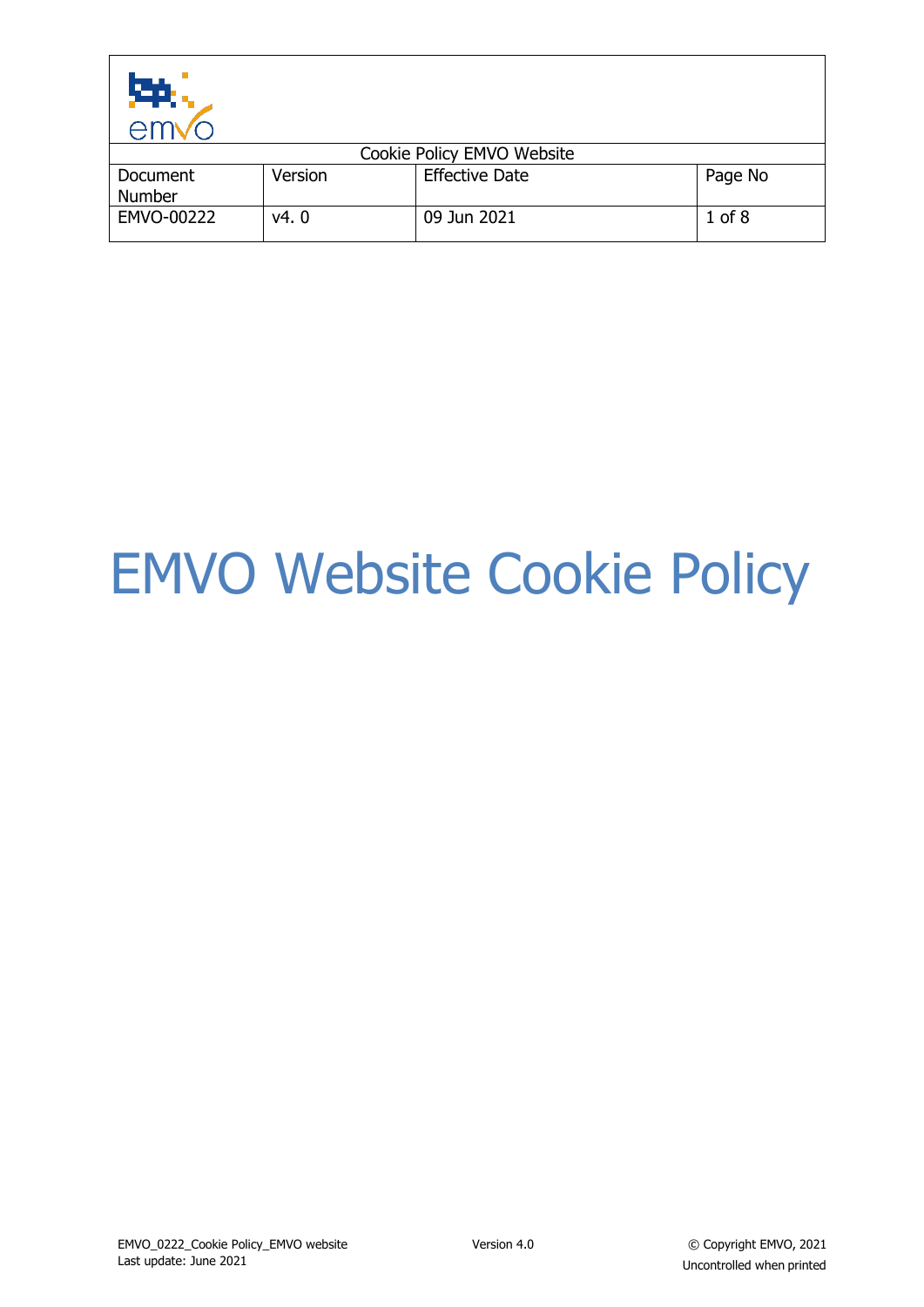| Cookie Policy EMVO Website | | | |
|---|---|---|---|
| Document Number | Version | Effective Date | Page No |
| EMVO-00222 | v4. 0 | 09 Jun 2021 | 1 of 8 |

# EMVO Website Cookie Policy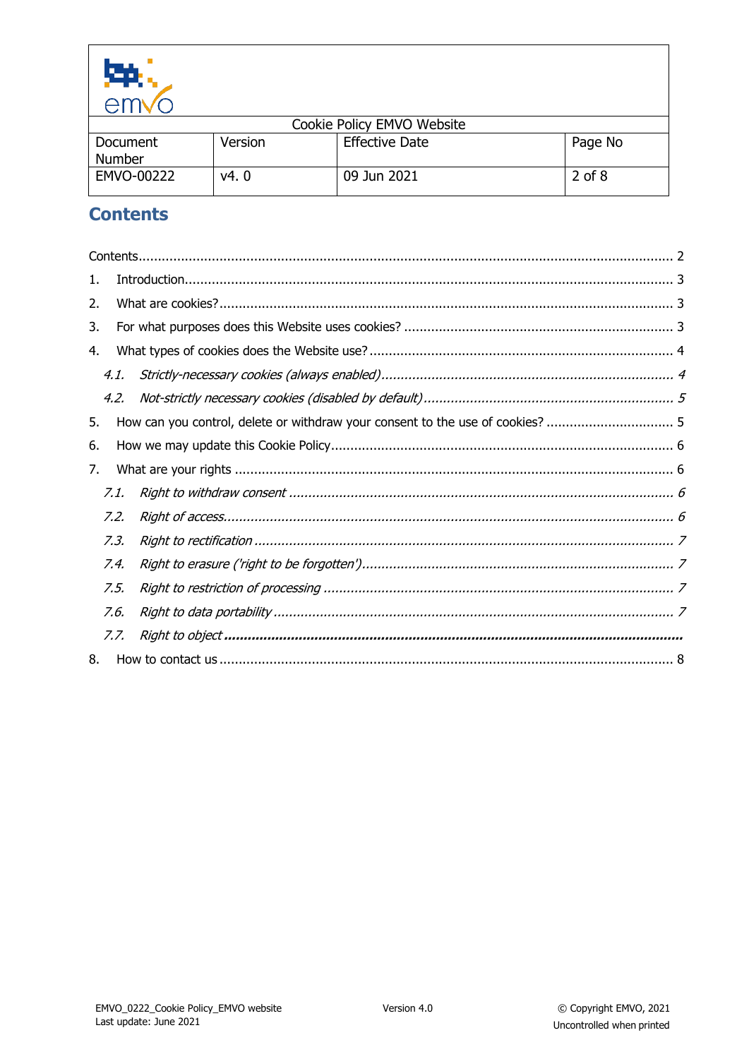## Contents

Contents ........................................................ 2

1. Introduction ........................................................ 3
2. What are cookies? ........................................................ 3
3. For what purposes does this Website uses cookies? ........................................................ 3
4. What types of cookies does the Website use? ........................................................ 4
   - *4.1. Strictly-necessary cookies (always enabled) ........................................................ 4*
   - *4.2. Not-strictly necessary cookies (disabled by default) ........................................................ 5*
5. How can you control, delete or withdraw your consent to the use of cookies? ........................................................ 5
6. How we may update this Cookie Policy ........................................................ 6
7. What are your rights ........................................................ 6
   - *7.1. Right to withdraw consent ........................................................ 6*
   - *7.2. Right of access ........................................................ 6*
   - *7.3. Right to rectification ........................................................ 7*
   - *7.4. Right to erasure ('right to be forgotten') ........................................................ 7*
   - *7.5. Right to restriction of processing ........................................................ 7*
   - *7.6. Right to data portability ........................................................ 7*
   - *7.7. Right to object* ***........................................................***
8. How to contact us ........................................................ 8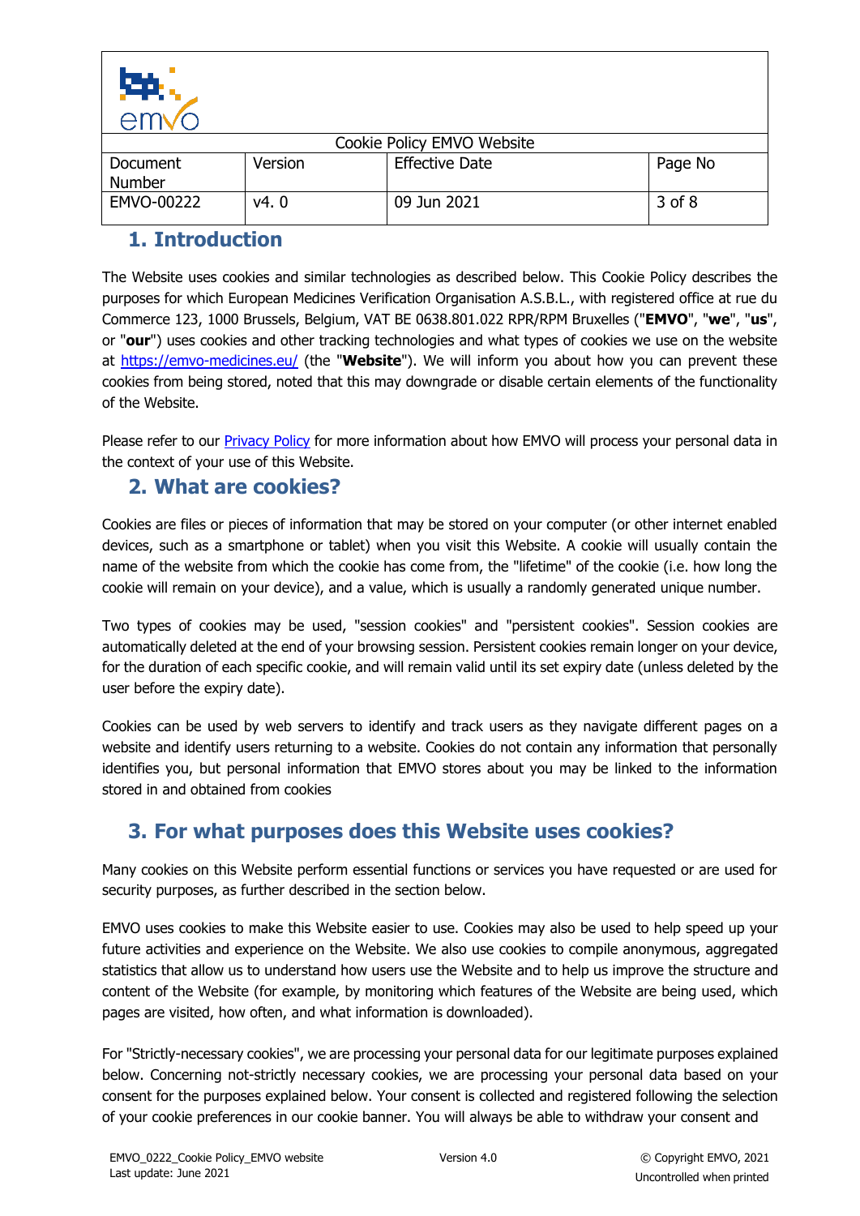## 1. Introduction

The Website uses cookies and similar technologies as described below. This Cookie Policy describes the purposes for which European Medicines Verification Organisation A.S.B.L., with registered office at rue du Commerce 123, 1000 Brussels, Belgium, VAT BE 0638.801.022 RPR/RPM Bruxelles ("**EMVO**", "**we**", "**us**", or "**our**") uses cookies and other tracking technologies and what types of cookies we use on the website at [https://emvo-medicines.eu/](https://emvo-medicines.eu/) (the "**Website**"). We will inform you about how you can prevent these cookies from being stored, noted that this may downgrade or disable certain elements of the functionality of the Website.

Please refer to our [Privacy Policy](#) for more information about how EMVO will process your personal data in the context of your use of this Website.

## 2. What are cookies?

Cookies are files or pieces of information that may be stored on your computer (or other internet enabled devices, such as a smartphone or tablet) when you visit this Website. A cookie will usually contain the name of the website from which the cookie has come from, the "lifetime" of the cookie (i.e. how long the cookie will remain on your device), and a value, which is usually a randomly generated unique number.

Two types of cookies may be used, "session cookies" and "persistent cookies". Session cookies are automatically deleted at the end of your browsing session. Persistent cookies remain longer on your device, for the duration of each specific cookie, and will remain valid until its set expiry date (unless deleted by the user before the expiry date).

Cookies can be used by web servers to identify and track users as they navigate different pages on a website and identify users returning to a website. Cookies do not contain any information that personally identifies you, but personal information that EMVO stores about you may be linked to the information stored in and obtained from cookies

## 3. For what purposes does this Website uses cookies?

Many cookies on this Website perform essential functions or services you have requested or are used for security purposes, as further described in the section below.

EMVO uses cookies to make this Website easier to use. Cookies may also be used to help speed up your future activities and experience on the Website. We also use cookies to compile anonymous, aggregated statistics that allow us to understand how users use the Website and to help us improve the structure and content of the Website (for example, by monitoring which features of the Website are being used, which pages are visited, how often, and what information is downloaded).

For "Strictly-necessary cookies", we are processing your personal data for our legitimate purposes explained below. Concerning not-strictly necessary cookies, we are processing your personal data based on your consent for the purposes explained below. Your consent is collected and registered following the selection of your cookie preferences in our cookie banner. You will always be able to withdraw your consent and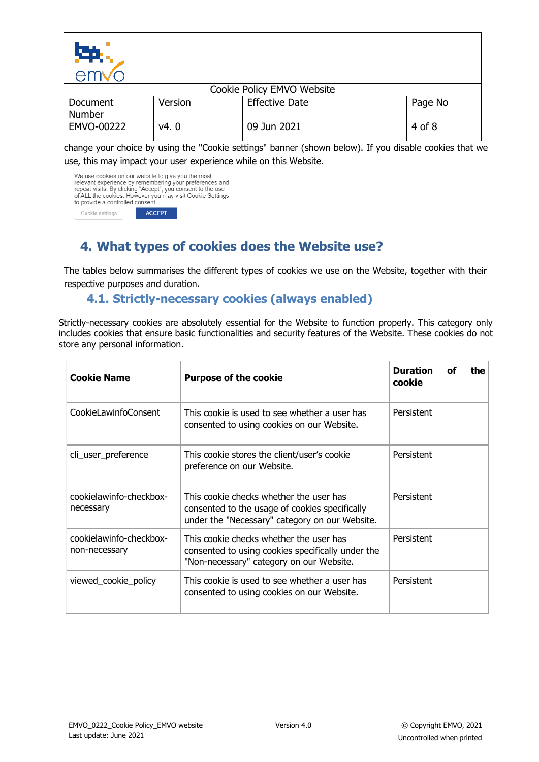change your choice by using the "Cookie settings" banner (shown below). If you disable cookies that we use, this may impact your user experience while on this Website.

We use cookies on our website to give you the most relevant experience by remembering your preferences and repeat visits. By clicking "Accept", you consent to the use of ALL the cookies. However you may visit Cookie Settings to provide a controlled consent.

Cookie settings ACCEPT

## 4. What types of cookies does the Website use?

The tables below summarises the different types of cookies we use on the Website, together with their respective purposes and duration.

### 4.1. Strictly-necessary cookies (always enabled)

Strictly-necessary cookies are absolutely essential for the Website to function properly. This category only includes cookies that ensure basic functionalities and security features of the Website. These cookies do not store any personal information.

| **Cookie Name** | **Purpose of the cookie** | **Duration of the cookie** |
|---|---|---|
| CookieLawinfoConsent | This cookie is used to see whether a user has consented to using cookies on our Website. | Persistent |
| cli_user_preference | This cookie stores the client/user's cookie preference on our Website. | Persistent |
| cookielawinfo-checkbox-necessary | This cookie checks whether the user has consented to the usage of cookies specifically under the "Necessary" category on our Website. | Persistent |
| cookielawinfo-checkbox-non-necessary | This cookie checks whether the user has consented to using cookies specifically under the "Non-necessary" category on our Website. | Persistent |
| viewed_cookie_policy | This cookie is used to see whether a user has consented to using cookies on our Website. | Persistent |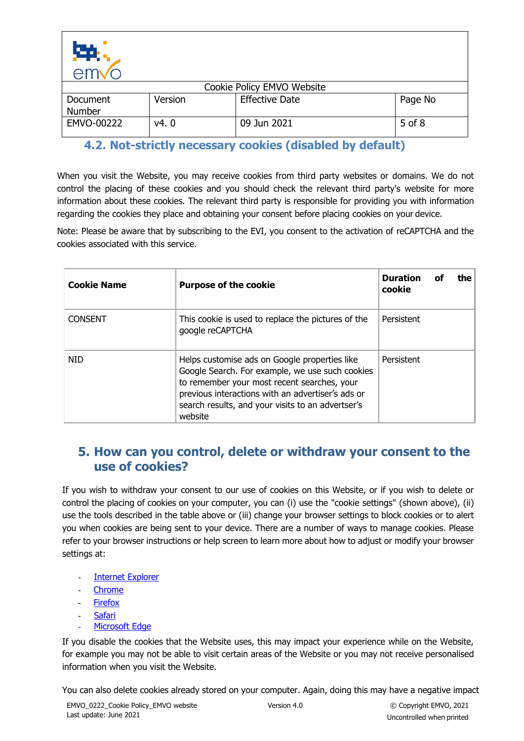### 4.2. Not-strictly necessary cookies (disabled by default)

When you visit the Website, you may receive cookies from third party websites or domains. We do not control the placing of these cookies and you should check the relevant third party's website for more information about these cookies. The relevant third party is responsible for providing you with information regarding the cookies they place and obtaining your consent before placing cookies on your device.

Note: Please be aware that by subscribing to the EVI, you consent to the activation of reCAPTCHA and the cookies associated with this service.

| **Cookie Name** | **Purpose of the cookie** | **Duration of the cookie** |
|---|---|---|
| CONSENT | This cookie is used to replace the pictures of the google reCAPTCHA | Persistent |
| NID | Helps customise ads on Google properties like Google Search. For example, we use such cookies to remember your most recent searches, your previous interactions with an advertiser's ads or search results, and your visits to an advertser's website | Persistent |

## 5. How can you control, delete or withdraw your consent to the use of cookies?

If you wish to withdraw your consent to our use of cookies on this Website, or if you wish to delete or control the placing of cookies on your computer, you can (i) use the "cookie settings" (shown above), (ii) use the tools described in the table above or (iii) change your browser settings to block cookies or to alert you when cookies are being sent to your device. There are a number of ways to manage cookies. Please refer to your browser instructions or help screen to learn more about how to adjust or modify your browser settings at:

- Internet Explorer
- Chrome
- Firefox
- Safari
- Microsoft Edge

If you disable the cookies that the Website uses, this may impact your experience while on the Website, for example you may not be able to visit certain areas of the Website or you may not receive personalised information when you visit the Website.

You can also delete cookies already stored on your computer. Again, doing this may have a negative impact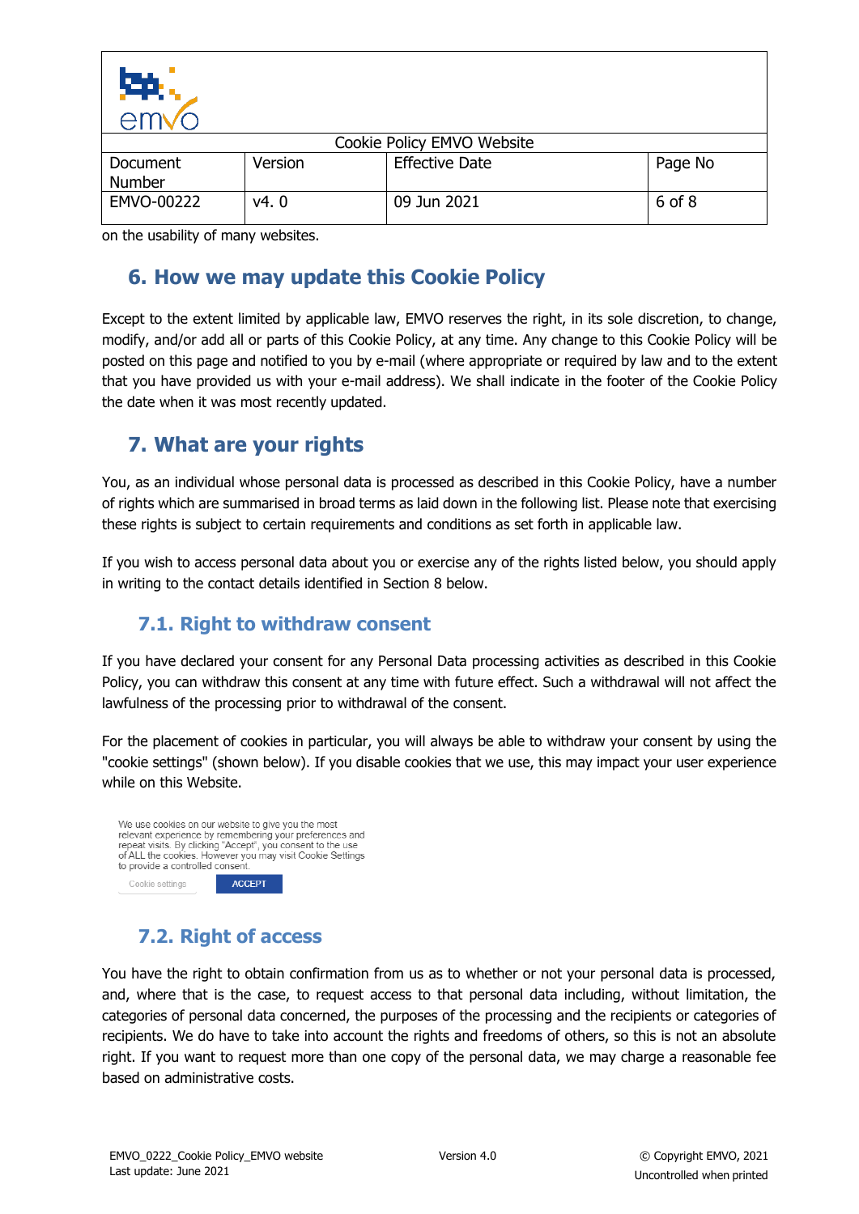on the usability of many websites.

## 6. How we may update this Cookie Policy

Except to the extent limited by applicable law, EMVO reserves the right, in its sole discretion, to change, modify, and/or add all or parts of this Cookie Policy, at any time. Any change to this Cookie Policy will be posted on this page and notified to you by e-mail (where appropriate or required by law and to the extent that you have provided us with your e-mail address). We shall indicate in the footer of the Cookie Policy the date when it was most recently updated.

## 7. What are your rights

You, as an individual whose personal data is processed as described in this Cookie Policy, have a number of rights which are summarised in broad terms as laid down in the following list. Please note that exercising these rights is subject to certain requirements and conditions as set forth in applicable law.

If you wish to access personal data about you or exercise any of the rights listed below, you should apply in writing to the contact details identified in Section 8 below.

### 7.1. Right to withdraw consent

If you have declared your consent for any Personal Data processing activities as described in this Cookie Policy, you can withdraw this consent at any time with future effect. Such a withdrawal will not affect the lawfulness of the processing prior to withdrawal of the consent.

For the placement of cookies in particular, you will always be able to withdraw your consent by using the "cookie settings" (shown below). If you disable cookies that we use, this may impact your user experience while on this Website.

We use cookies on our website to give you the most relevant experience by remembering your preferences and repeat visits. By clicking "Accept", you consent to the use of ALL the cookies. However you may visit Cookie Settings to provide a controlled consent.

Cookie settings ACCEPT

### 7.2. Right of access

You have the right to obtain confirmation from us as to whether or not your personal data is processed, and, where that is the case, to request access to that personal data including, without limitation, the categories of personal data concerned, the purposes of the processing and the recipients or categories of recipients. We do have to take into account the rights and freedoms of others, so this is not an absolute right. If you want to request more than one copy of the personal data, we may charge a reasonable fee based on administrative costs.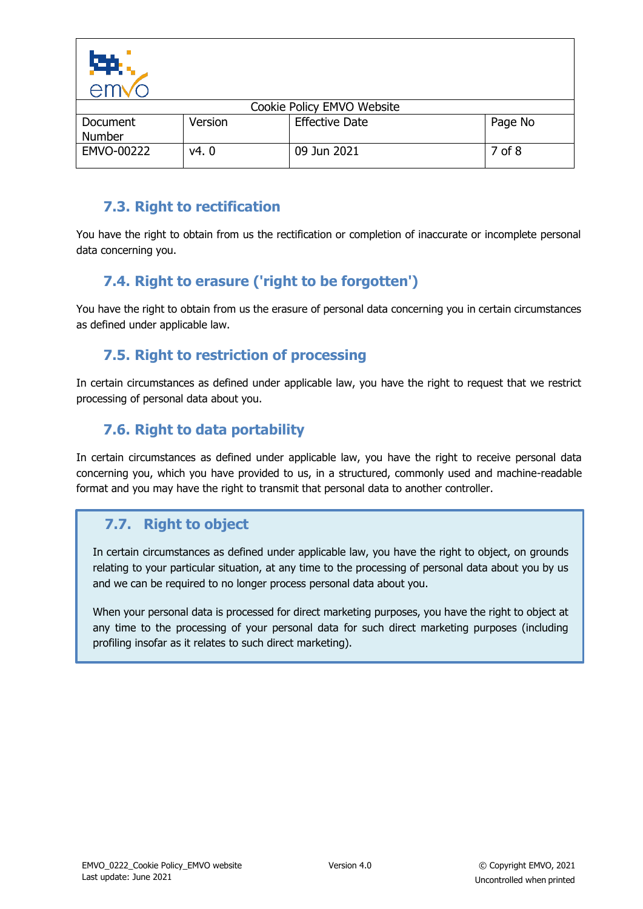### 7.3. Right to rectification

You have the right to obtain from us the rectification or completion of inaccurate or incomplete personal data concerning you.

### 7.4. Right to erasure ('right to be forgotten')

You have the right to obtain from us the erasure of personal data concerning you in certain circumstances as defined under applicable law.

### 7.5. Right to restriction of processing

In certain circumstances as defined under applicable law, you have the right to request that we restrict processing of personal data about you.

### 7.6. Right to data portability

In certain circumstances as defined under applicable law, you have the right to receive personal data concerning you, which you have provided to us, in a structured, commonly used and machine-readable format and you may have the right to transmit that personal data to another controller.

### 7.7. Right to object

In certain circumstances as defined under applicable law, you have the right to object, on grounds relating to your particular situation, at any time to the processing of personal data about you by us and we can be required to no longer process personal data about you.

When your personal data is processed for direct marketing purposes, you have the right to object at any time to the processing of your personal data for such direct marketing purposes (including profiling insofar as it relates to such direct marketing).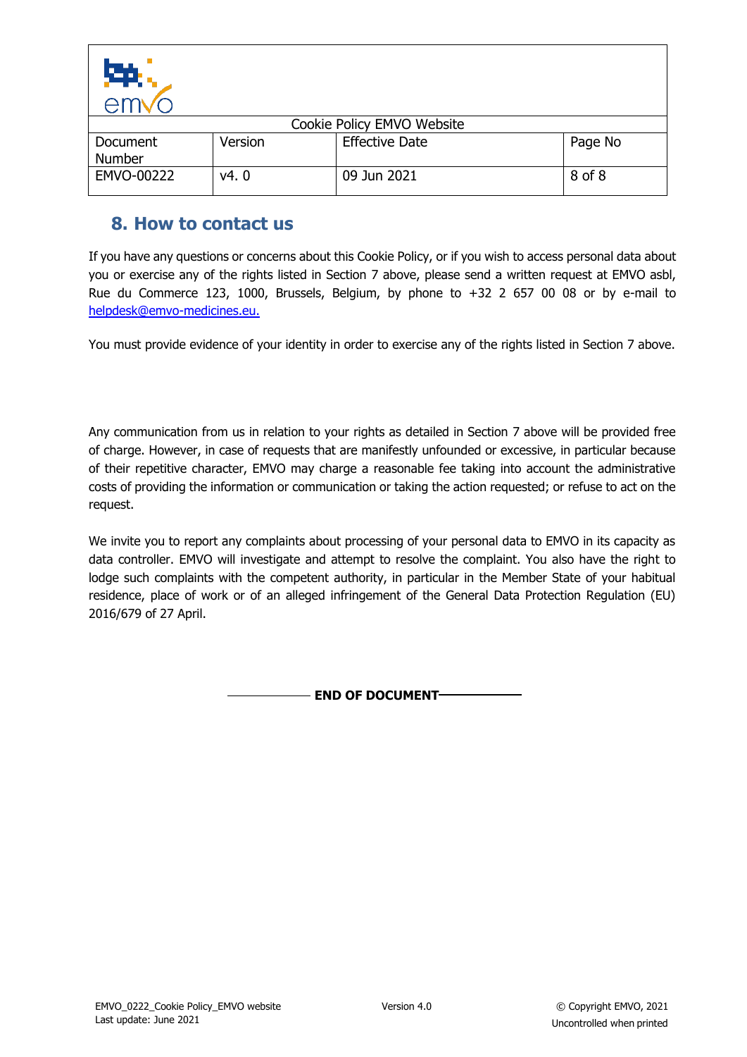## 8. How to contact us

If you have any questions or concerns about this Cookie Policy, or if you wish to access personal data about you or exercise any of the rights listed in Section 7 above, please send a written request at EMVO asbl, Rue du Commerce 123, 1000, Brussels, Belgium, by phone to +32 2 657 00 08 or by e-mail to helpdesk@emvo-medicines.eu.

You must provide evidence of your identity in order to exercise any of the rights listed in Section 7 above.

Any communication from us in relation to your rights as detailed in Section 7 above will be provided free of charge. However, in case of requests that are manifestly unfounded or excessive, in particular because of their repetitive character, EMVO may charge a reasonable fee taking into account the administrative costs of providing the information or communication or taking the action requested; or refuse to act on the request.

We invite you to report any complaints about processing of your personal data to EMVO in its capacity as data controller. EMVO will investigate and attempt to resolve the complaint. You also have the right to lodge such complaints with the competent authority, in particular in the Member State of your habitual residence, place of work or of an alleged infringement of the General Data Protection Regulation (EU) 2016/679 of 27 April.

**END OF DOCUMENT**